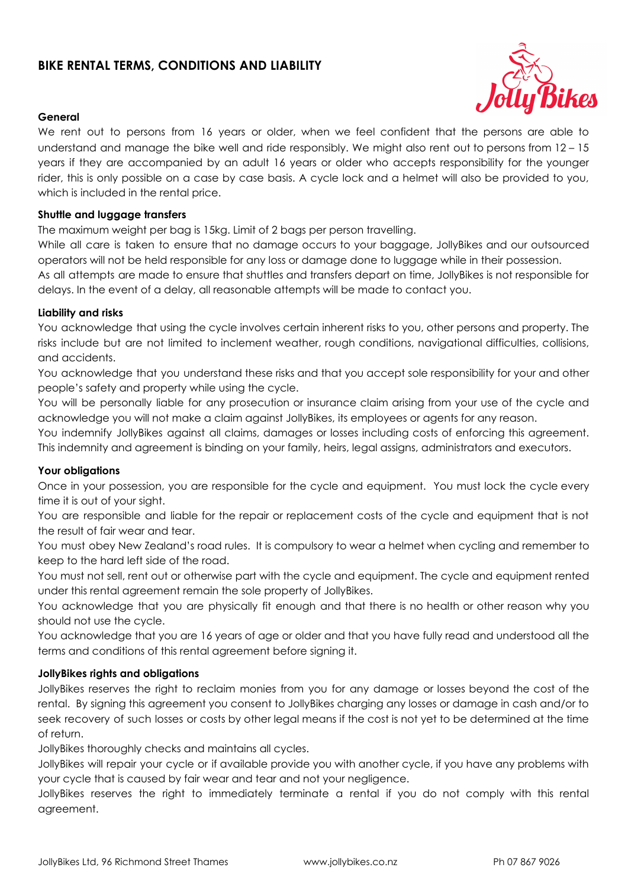# BIKE RENTAL TERMS, CONDITIONS AND LIABILITY

### General

We rent out to persons from 16 years or older, when we feel confident that the persons are able to understand and manage the bike well and ride responsibly. We might also rent out to persons from 12 – 15 years if they are accompanied by an adult 16 years or older who accepts responsibility for the younger rider, this is only possible on a case by case basis. A cycle lock and a helmet will also be provided to you, which is included in the rental price.

### Shuttle and luggage transfers

The maximum weight per bag is 15kg. Limit of 2 bags per person travelling.

While all care is taken to ensure that no damage occurs to your baggage, JollyBikes and our outsourced operators will not be held responsible for any loss or damage done to luggage while in their possession.

As all attempts are made to ensure that shuttles and transfers depart on time, JollyBikes is not responsible for delays. In the event of a delay, all reasonable attempts will be made to contact you.

### Liability and risks

You acknowledge that using the cycle involves certain inherent risks to you, other persons and property. The risks include but are not limited to inclement weather, rough conditions, navigational difficulties, collisions, and accidents.

You acknowledge that you understand these risks and that you accept sole responsibility for your and other people's safety and property while using the cycle.

You will be personally liable for any prosecution or insurance claim arising from your use of the cycle and acknowledge you will not make a claim against JollyBikes, its employees or agents for any reason.

You indemnify JollyBikes against all claims, damages or losses including costs of enforcing this agreement. This indemnity and agreement is binding on your family, heirs, legal assigns, administrators and executors.

### Your obligations

Once in your possession, you are responsible for the cycle and equipment. You must lock the cycle every time it is out of your sight.

You are responsible and liable for the repair or replacement costs of the cycle and equipment that is not the result of fair wear and tear.

You must obey New Zealand's road rules. It is compulsory to wear a helmet when cycling and remember to keep to the hard left side of the road.

You must not sell, rent out or otherwise part with the cycle and equipment. The cycle and equipment rented under this rental agreement remain the sole property of JollyBikes.

You acknowledge that you are physically fit enough and that there is no health or other reason why you should not use the cycle.

You acknowledge that you are 16 years of age or older and that you have fully read and understood all the terms and conditions of this rental agreement before signing it.

### JollyBikes rights and obligations

JollyBikes reserves the right to reclaim monies from you for any damage or losses beyond the cost of the rental. By signing this agreement you consent to JollyBikes charging any losses or damage in cash and/or to seek recovery of such losses or costs by other legal means if the cost is not yet to be determined at the time of return.

JollyBikes thoroughly checks and maintains all cycles.

JollyBikes will repair your cycle or if available provide you with another cycle, if you have any problems with your cycle that is caused by fair wear and tear and not your negligence.

JollyBikes reserves the right to immediately terminate a rental if you do not comply with this rental agreement.

JollyBikes Ltd, 96 Richmond Street Thames | www.jollybikes.co.nz | Ph 07 867 9026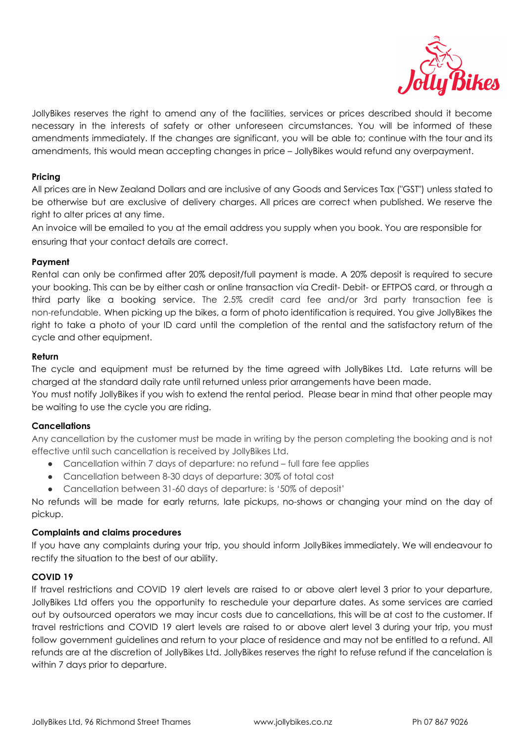JollyBikes reserves the right to amend any of the facilities, services or prices described should it become necessary in the interests of safety or other unforeseen circumstances. You will be informed of these amendments immediately. If the changes are significant, you will be able to; continue with the tour and its amendments, this would mean accepting changes in price – JollyBikes would refund any overpayment.

**Pricing**

All prices are in New Zealand Dollars and are inclusive of any Goods and Services Tax ("GST") unless stated to be otherwise but are exclusive of delivery charges. All prices are correct when published. We reserve the right to alter prices at any time.

An invoice will be emailed to you at the email address you supply when you book. You are responsible for ensuring that your contact details are correct.

**Payment**

Rental can only be confirmed after 20% deposit/full payment is made. A 20% deposit is required to secure your booking. This can be by either cash or online transaction via Credit- Debit- or EFTPOS card, or through a third party like a booking service. The 2.5% credit card fee and/or 3rd party transaction fee is non-refundable. When picking up the bikes, a form of photo identification is required. You give JollyBikes the right to take a photo of your ID card until the completion of the rental and the satisfactory return of the cycle and other equipment.

**Return**

The cycle and equipment must be returned by the time agreed with JollyBikes Ltd. Late returns will be charged at the standard daily rate until returned unless prior arrangements have been made.

You must notify JollyBikes if you wish to extend the rental period. Please bear in mind that other people may be waiting to use the cycle you are riding.

**Cancellations**

Any cancellation by the customer must be made in writing by the person completing the booking and is not effective until such cancellation is received by JollyBikes Ltd.

- Cancellation within 7 days of departure: no refund – full fare fee applies
- Cancellation between 8-30 days of departure: 30% of total cost
- Cancellation between 31-60 days of departure: is '50% of deposit'

No refunds will be made for early returns, late pickups, no-shows or changing your mind on the day of pickup.

**Complaints and claims procedures**

If you have any complaints during your trip, you should inform JollyBikes immediately. We will endeavour to rectify the situation to the best of our ability.

**COVID 19**

If travel restrictions and COVID 19 alert levels are raised to or above alert level 3 prior to your departure, JollyBikes Ltd offers you the opportunity to reschedule your departure dates. As some services are carried out by outsourced operators we may incur costs due to cancellations, this will be at cost to the customer. If travel restrictions and COVID 19 alert levels are raised to or above alert level 3 during your trip, you must follow government guidelines and return to your place of residence and may not be entitled to a refund. All refunds are at the discretion of JollyBikes Ltd. JollyBikes reserves the right to refuse refund if the cancelation is within 7 days prior to departure.

JollyBikes Ltd, 96 Richmond Street Thames www.jollybikes.co.nz Ph 07 867 9026